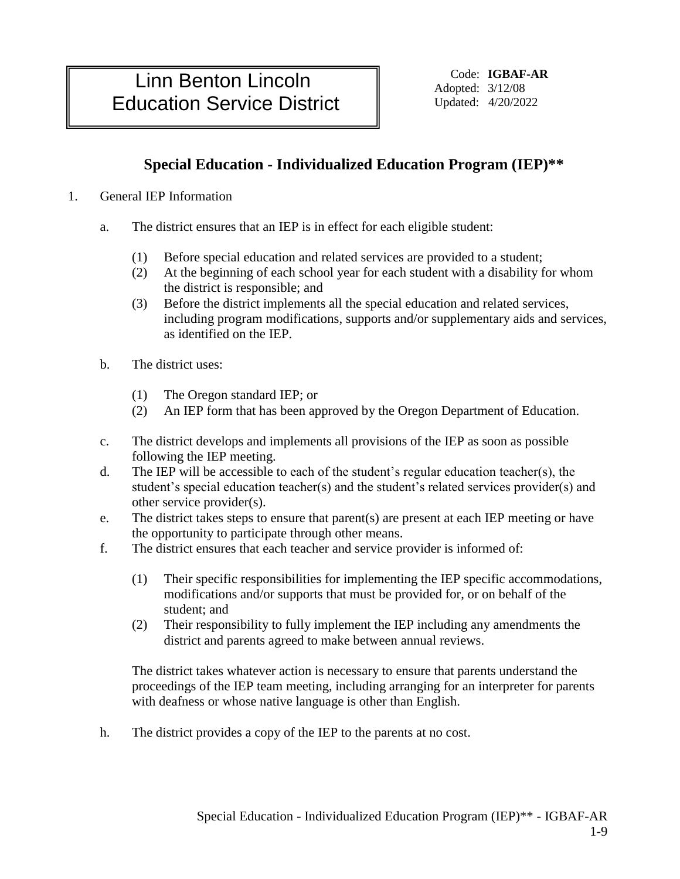# Linn Benton Lincoln Education Service District

Code: **IGBAF-AR**
Adopted: 3/12/08
Updated: 4/20/2022

## Special Education - Individualized Education Program (IEP)**

1. General IEP Information

   a. The district ensures that an IEP is in effect for each eligible student:

      (1) Before special education and related services are provided to a student;
      (2) At the beginning of each school year for each student with a disability for whom the district is responsible; and
      (3) Before the district implements all the special education and related services, including program modifications, supports and/or supplementary aids and services, as identified on the IEP.

   b. The district uses:

      (1) The Oregon standard IEP; or
      (2) An IEP form that has been approved by the Oregon Department of Education.

   c. The district develops and implements all provisions of the IEP as soon as possible following the IEP meeting.

   d. The IEP will be accessible to each of the student's regular education teacher(s), the student's special education teacher(s) and the student's related services provider(s) and other service provider(s).

   e. The district takes steps to ensure that parent(s) are present at each IEP meeting or have the opportunity to participate through other means.

   f. The district ensures that each teacher and service provider is informed of:

      (1) Their specific responsibilities for implementing the IEP specific accommodations, modifications and/or supports that must be provided for, or on behalf of the student; and
      (2) Their responsibility to fully implement the IEP including any amendments the district and parents agreed to make between annual reviews.

   The district takes whatever action is necessary to ensure that parents understand the proceedings of the IEP team meeting, including arranging for an interpreter for parents with deafness or whose native language is other than English.

   h. The district provides a copy of the IEP to the parents at no cost.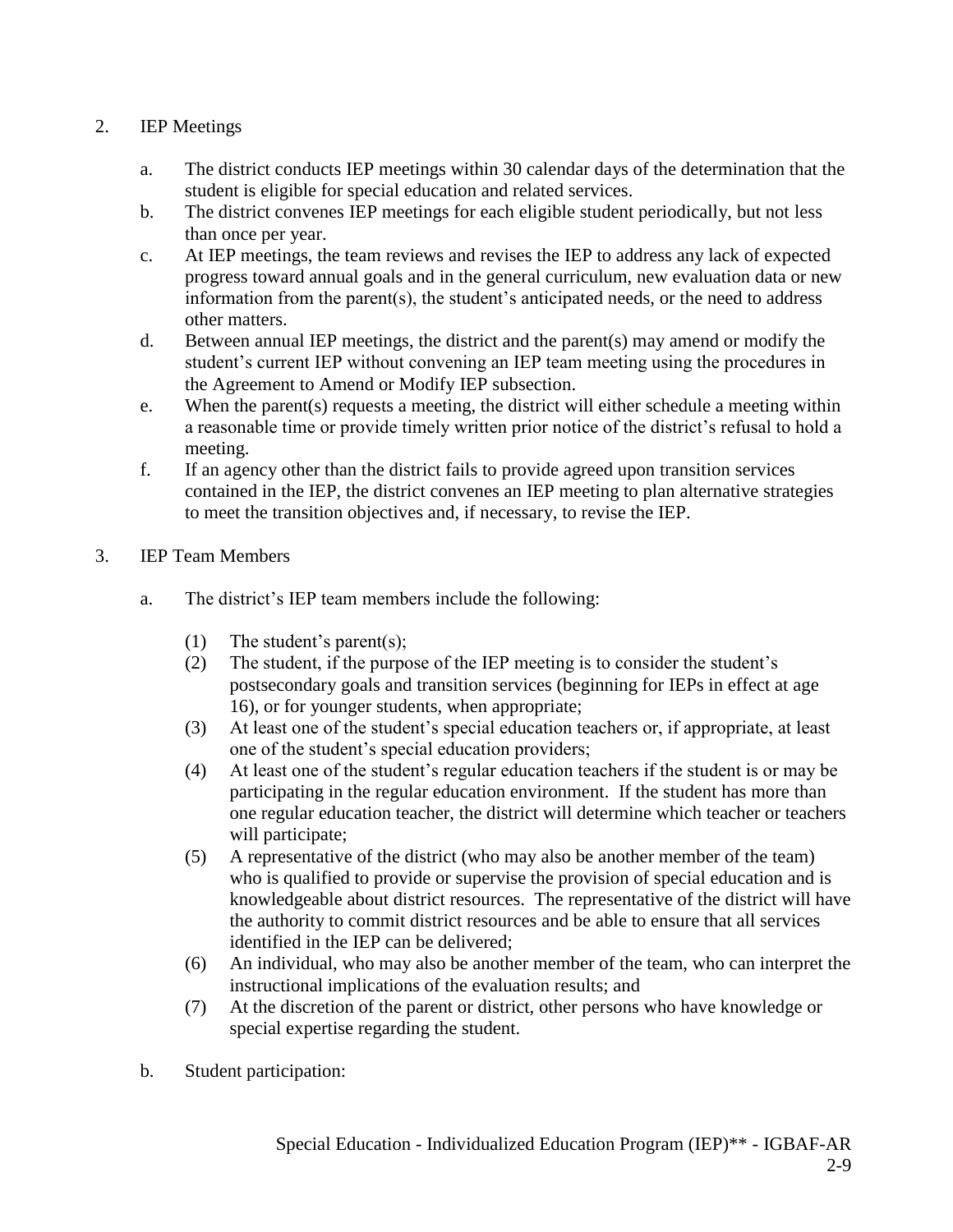2. IEP Meetings

   a. The district conducts IEP meetings within 30 calendar days of the determination that the student is eligible for special education and related services.
   b. The district convenes IEP meetings for each eligible student periodically, but not less than once per year.
   c. At IEP meetings, the team reviews and revises the IEP to address any lack of expected progress toward annual goals and in the general curriculum, new evaluation data or new information from the parent(s), the student's anticipated needs, or the need to address other matters.
   d. Between annual IEP meetings, the district and the parent(s) may amend or modify the student's current IEP without convening an IEP team meeting using the procedures in the Agreement to Amend or Modify IEP subsection.
   e. When the parent(s) requests a meeting, the district will either schedule a meeting within a reasonable time or provide timely written prior notice of the district's refusal to hold a meeting.
   f. If an agency other than the district fails to provide agreed upon transition services contained in the IEP, the district convenes an IEP meeting to plan alternative strategies to meet the transition objectives and, if necessary, to revise the IEP.

3. IEP Team Members

   a. The district's IEP team members include the following:

      (1) The student's parent(s);
      (2) The student, if the purpose of the IEP meeting is to consider the student's postsecondary goals and transition services (beginning for IEPs in effect at age 16), or for younger students, when appropriate;
      (3) At least one of the student's special education teachers or, if appropriate, at least one of the student's special education providers;
      (4) At least one of the student's regular education teachers if the student is or may be participating in the regular education environment. If the student has more than one regular education teacher, the district will determine which teacher or teachers will participate;
      (5) A representative of the district (who may also be another member of the team) who is qualified to provide or supervise the provision of special education and is knowledgeable about district resources. The representative of the district will have the authority to commit district resources and be able to ensure that all services identified in the IEP can be delivered;
      (6) An individual, who may also be another member of the team, who can interpret the instructional implications of the evaluation results; and
      (7) At the discretion of the parent or district, other persons who have knowledge or special expertise regarding the student.

   b. Student participation: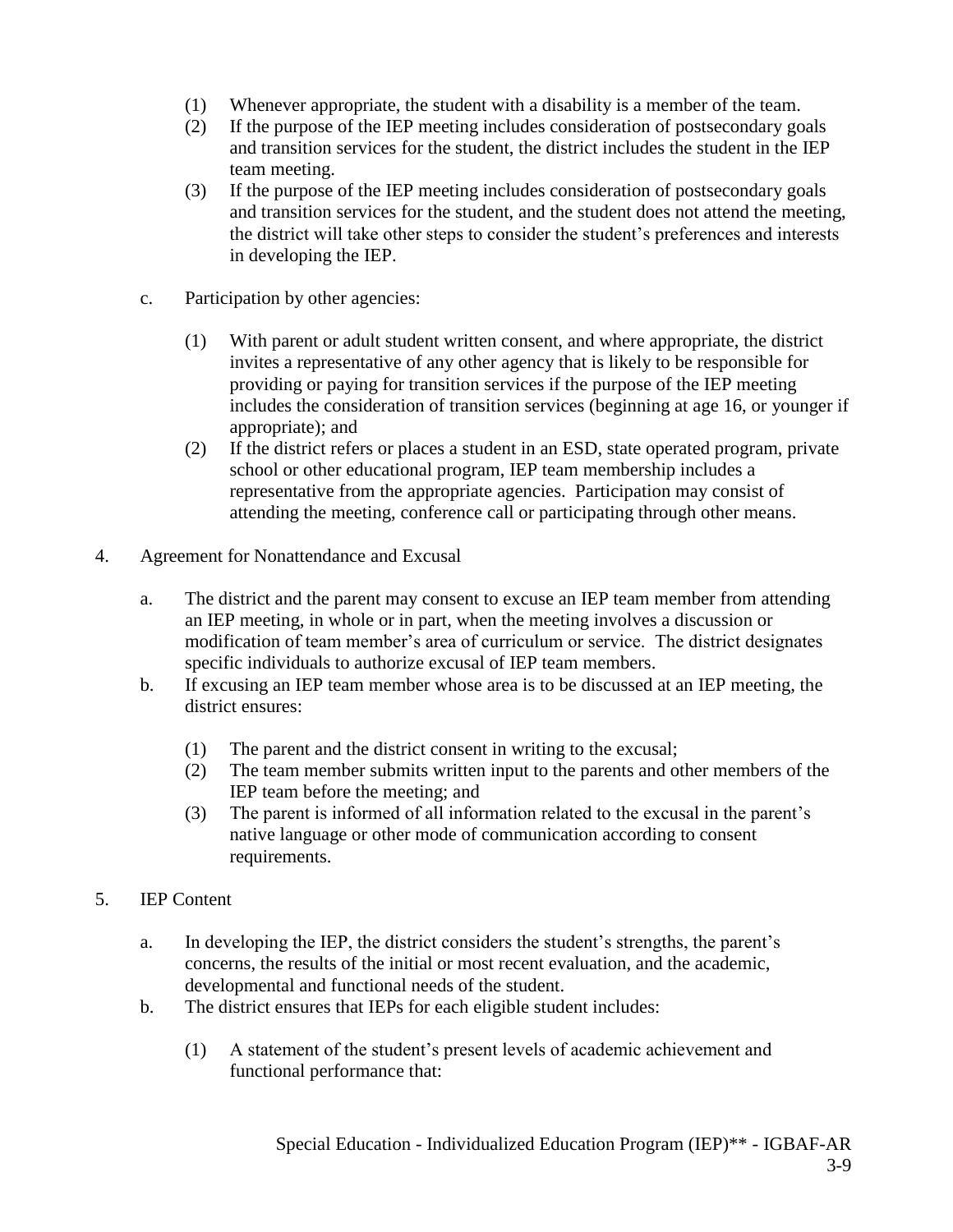(1) Whenever appropriate, the student with a disability is a member of the team.

(2) If the purpose of the IEP meeting includes consideration of postsecondary goals and transition services for the student, the district includes the student in the IEP team meeting.

(3) If the purpose of the IEP meeting includes consideration of postsecondary goals and transition services for the student, and the student does not attend the meeting, the district will take other steps to consider the student's preferences and interests in developing the IEP.

c. Participation by other agencies:

(1) With parent or adult student written consent, and where appropriate, the district invites a representative of any other agency that is likely to be responsible for providing or paying for transition services if the purpose of the IEP meeting includes the consideration of transition services (beginning at age 16, or younger if appropriate); and

(2) If the district refers or places a student in an ESD, state operated program, private school or other educational program, IEP team membership includes a representative from the appropriate agencies. Participation may consist of attending the meeting, conference call or participating through other means.

4. Agreement for Nonattendance and Excusal

a. The district and the parent may consent to excuse an IEP team member from attending an IEP meeting, in whole or in part, when the meeting involves a discussion or modification of team member's area of curriculum or service. The district designates specific individuals to authorize excusal of IEP team members.

b. If excusing an IEP team member whose area is to be discussed at an IEP meeting, the district ensures:

(1) The parent and the district consent in writing to the excusal;

(2) The team member submits written input to the parents and other members of the IEP team before the meeting; and

(3) The parent is informed of all information related to the excusal in the parent's native language or other mode of communication according to consent requirements.

5. IEP Content

a. In developing the IEP, the district considers the student's strengths, the parent's concerns, the results of the initial or most recent evaluation, and the academic, developmental and functional needs of the student.

b. The district ensures that IEPs for each eligible student includes:

(1) A statement of the student's present levels of academic achievement and functional performance that: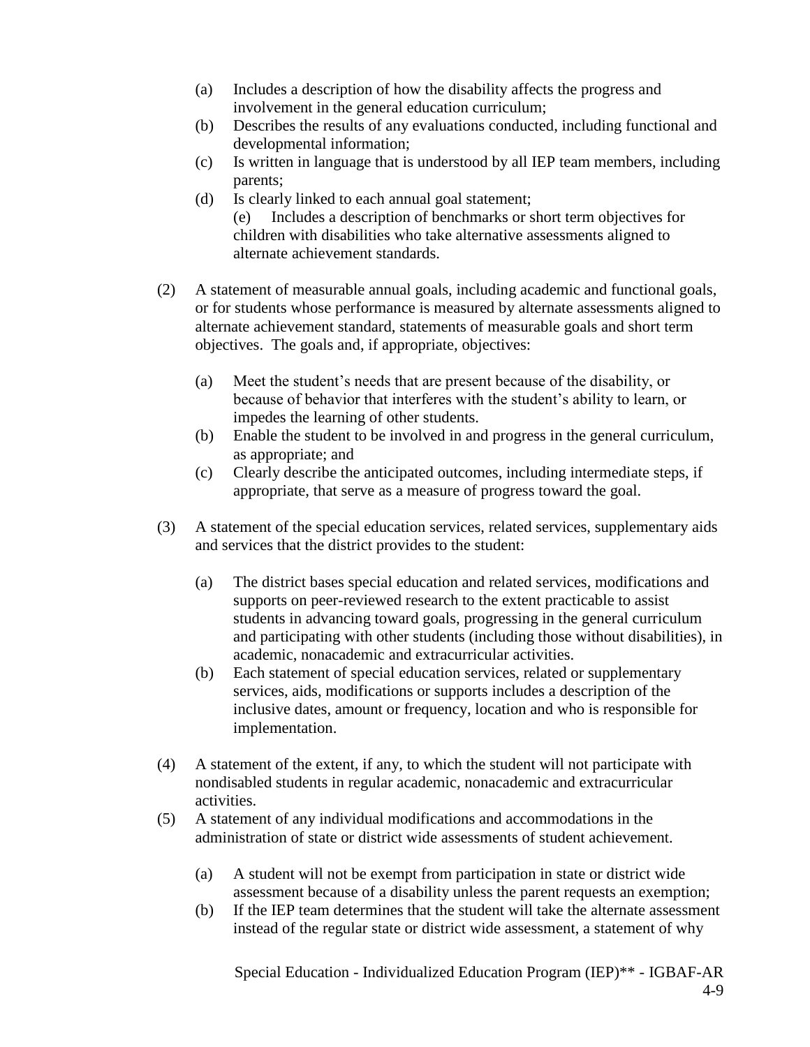(a) Includes a description of how the disability affects the progress and involvement in the general education curriculum;
(b) Describes the results of any evaluations conducted, including functional and developmental information;
(c) Is written in language that is understood by all IEP team members, including parents;
(d) Is clearly linked to each annual goal statement;
(e) Includes a description of benchmarks or short term objectives for children with disabilities who take alternative assessments aligned to alternate achievement standards.

(2) A statement of measurable annual goals, including academic and functional goals, or for students whose performance is measured by alternate assessments aligned to alternate achievement standard, statements of measurable goals and short term objectives. The goals and, if appropriate, objectives:

(a) Meet the student's needs that are present because of the disability, or because of behavior that interferes with the student's ability to learn, or impedes the learning of other students.
(b) Enable the student to be involved in and progress in the general curriculum, as appropriate; and
(c) Clearly describe the anticipated outcomes, including intermediate steps, if appropriate, that serve as a measure of progress toward the goal.

(3) A statement of the special education services, related services, supplementary aids and services that the district provides to the student:

(a) The district bases special education and related services, modifications and supports on peer-reviewed research to the extent practicable to assist students in advancing toward goals, progressing in the general curriculum and participating with other students (including those without disabilities), in academic, nonacademic and extracurricular activities.
(b) Each statement of special education services, related or supplementary services, aids, modifications or supports includes a description of the inclusive dates, amount or frequency, location and who is responsible for implementation.

(4) A statement of the extent, if any, to which the student will not participate with nondisabled students in regular academic, nonacademic and extracurricular activities.

(5) A statement of any individual modifications and accommodations in the administration of state or district wide assessments of student achievement.

(a) A student will not be exempt from participation in state or district wide assessment because of a disability unless the parent requests an exemption;
(b) If the IEP team determines that the student will take the alternate assessment instead of the regular state or district wide assessment, a statement of why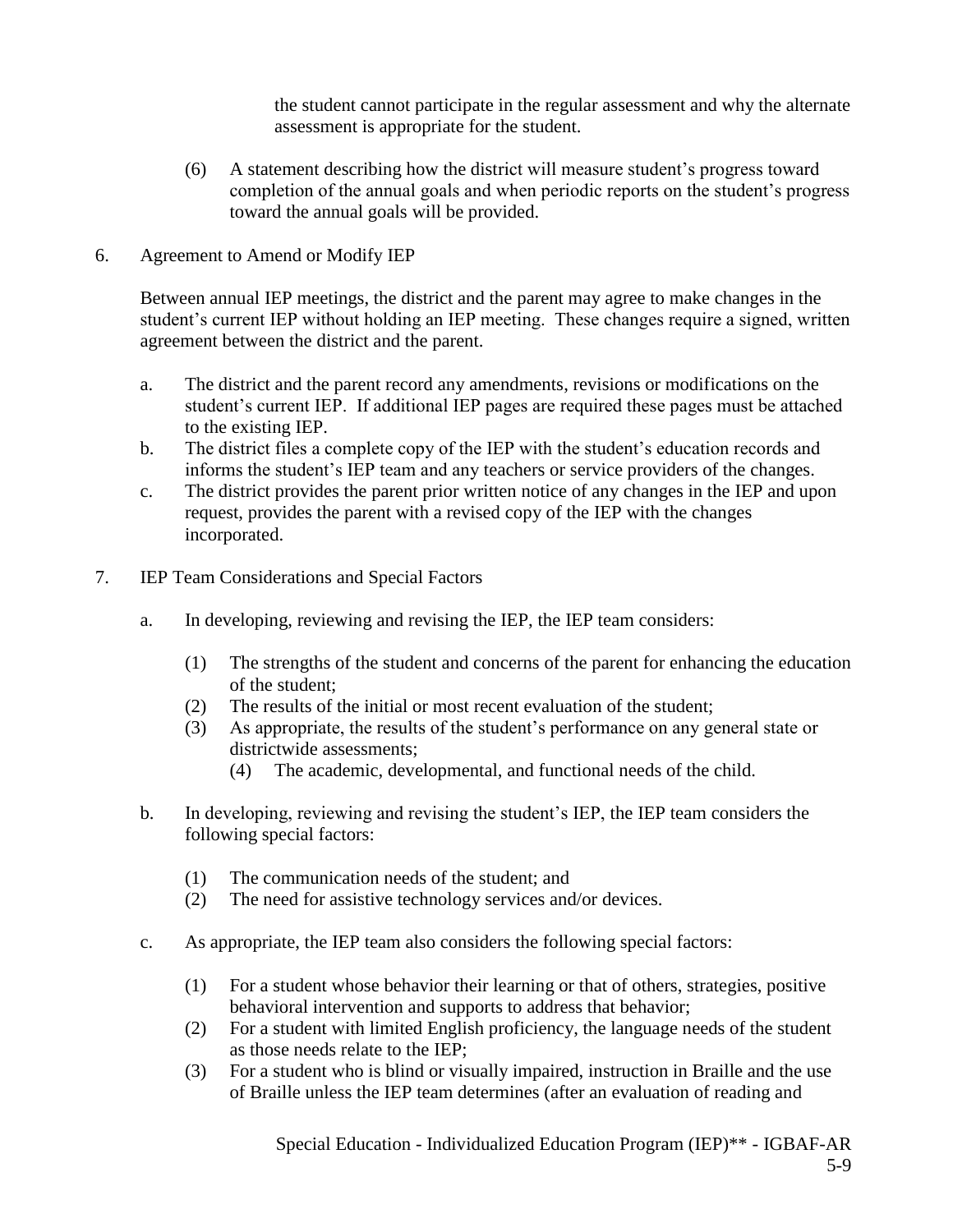the student cannot participate in the regular assessment and why the alternate assessment is appropriate for the student.

(6) A statement describing how the district will measure student's progress toward completion of the annual goals and when periodic reports on the student's progress toward the annual goals will be provided.

6. Agreement to Amend or Modify IEP

Between annual IEP meetings, the district and the parent may agree to make changes in the student's current IEP without holding an IEP meeting. These changes require a signed, written agreement between the district and the parent.

a. The district and the parent record any amendments, revisions or modifications on the student's current IEP. If additional IEP pages are required these pages must be attached to the existing IEP.
b. The district files a complete copy of the IEP with the student's education records and informs the student's IEP team and any teachers or service providers of the changes.
c. The district provides the parent prior written notice of any changes in the IEP and upon request, provides the parent with a revised copy of the IEP with the changes incorporated.

7. IEP Team Considerations and Special Factors

a. In developing, reviewing and revising the IEP, the IEP team considers:

   (1) The strengths of the student and concerns of the parent for enhancing the education of the student;
   (2) The results of the initial or most recent evaluation of the student;
   (3) As appropriate, the results of the student's performance on any general state or districtwide assessments;
   (4) The academic, developmental, and functional needs of the child.

b. In developing, reviewing and revising the student's IEP, the IEP team considers the following special factors:

   (1) The communication needs of the student; and
   (2) The need for assistive technology services and/or devices.

c. As appropriate, the IEP team also considers the following special factors:

   (1) For a student whose behavior their learning or that of others, strategies, positive behavioral intervention and supports to address that behavior;
   (2) For a student with limited English proficiency, the language needs of the student as those needs relate to the IEP;
   (3) For a student who is blind or visually impaired, instruction in Braille and the use of Braille unless the IEP team determines (after an evaluation of reading and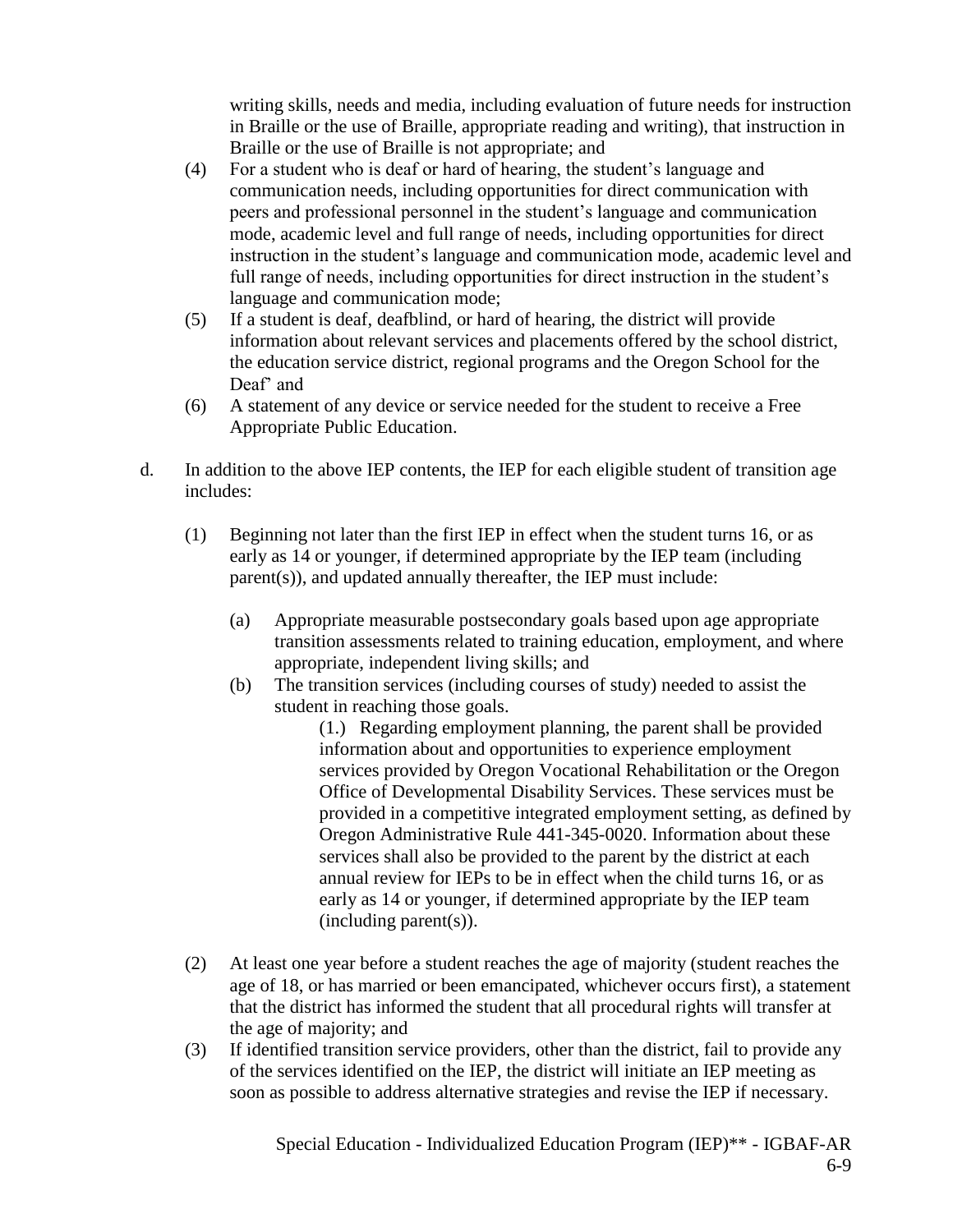writing skills, needs and media, including evaluation of future needs for instruction in Braille or the use of Braille, appropriate reading and writing), that instruction in Braille or the use of Braille is not appropriate; and

(4) For a student who is deaf or hard of hearing, the student's language and communication needs, including opportunities for direct communication with peers and professional personnel in the student's language and communication mode, academic level and full range of needs, including opportunities for direct instruction in the student's language and communication mode, academic level and full range of needs, including opportunities for direct instruction in the student's language and communication mode;

(5) If a student is deaf, deafblind, or hard of hearing, the district will provide information about relevant services and placements offered by the school district, the education service district, regional programs and the Oregon School for the Deaf' and

(6) A statement of any device or service needed for the student to receive a Free Appropriate Public Education.

d. In addition to the above IEP contents, the IEP for each eligible student of transition age includes:

   (1) Beginning not later than the first IEP in effect when the student turns 16, or as early as 14 or younger, if determined appropriate by the IEP team (including parent(s)), and updated annually thereafter, the IEP must include:

      (a) Appropriate measurable postsecondary goals based upon age appropriate transition assessments related to training education, employment, and where appropriate, independent living skills; and

      (b) The transition services (including courses of study) needed to assist the student in reaching those goals.

         (1.) Regarding employment planning, the parent shall be provided information about and opportunities to experience employment services provided by Oregon Vocational Rehabilitation or the Oregon Office of Developmental Disability Services. These services must be provided in a competitive integrated employment setting, as defined by Oregon Administrative Rule 441-345-0020. Information about these services shall also be provided to the parent by the district at each annual review for IEPs to be in effect when the child turns 16, or as early as 14 or younger, if determined appropriate by the IEP team (including parent(s)).

   (2) At least one year before a student reaches the age of majority (student reaches the age of 18, or has married or been emancipated, whichever occurs first), a statement that the district has informed the student that all procedural rights will transfer at the age of majority; and

   (3) If identified transition service providers, other than the district, fail to provide any of the services identified on the IEP, the district will initiate an IEP meeting as soon as possible to address alternative strategies and revise the IEP if necessary.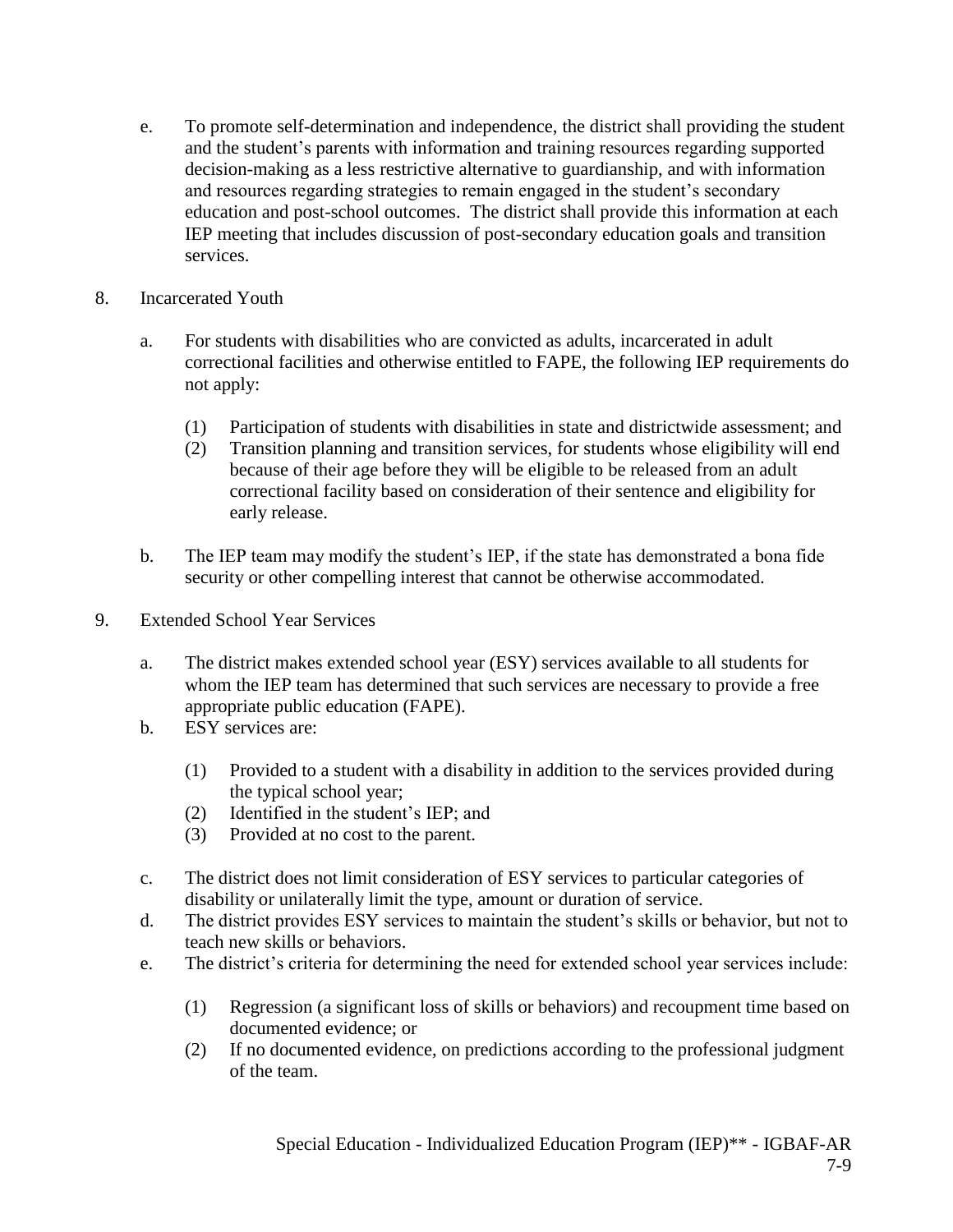e. To promote self-determination and independence, the district shall providing the student and the student's parents with information and training resources regarding supported decision-making as a less restrictive alternative to guardianship, and with information and resources regarding strategies to remain engaged in the student's secondary education and post-school outcomes. The district shall provide this information at each IEP meeting that includes discussion of post-secondary education goals and transition services.

8. Incarcerated Youth

   a. For students with disabilities who are convicted as adults, incarcerated in adult correctional facilities and otherwise entitled to FAPE, the following IEP requirements do not apply:

      (1) Participation of students with disabilities in state and districtwide assessment; and
      (2) Transition planning and transition services, for students whose eligibility will end because of their age before they will be eligible to be released from an adult correctional facility based on consideration of their sentence and eligibility for early release.

   b. The IEP team may modify the student's IEP, if the state has demonstrated a bona fide security or other compelling interest that cannot be otherwise accommodated.

9. Extended School Year Services

   a. The district makes extended school year (ESY) services available to all students for whom the IEP team has determined that such services are necessary to provide a free appropriate public education (FAPE).
   b. ESY services are:

      (1) Provided to a student with a disability in addition to the services provided during the typical school year;
      (2) Identified in the student's IEP; and
      (3) Provided at no cost to the parent.

   c. The district does not limit consideration of ESY services to particular categories of disability or unilaterally limit the type, amount or duration of service.
   d. The district provides ESY services to maintain the student's skills or behavior, but not to teach new skills or behaviors.
   e. The district's criteria for determining the need for extended school year services include:

      (1) Regression (a significant loss of skills or behaviors) and recoupment time based on documented evidence; or
      (2) If no documented evidence, on predictions according to the professional judgment of the team.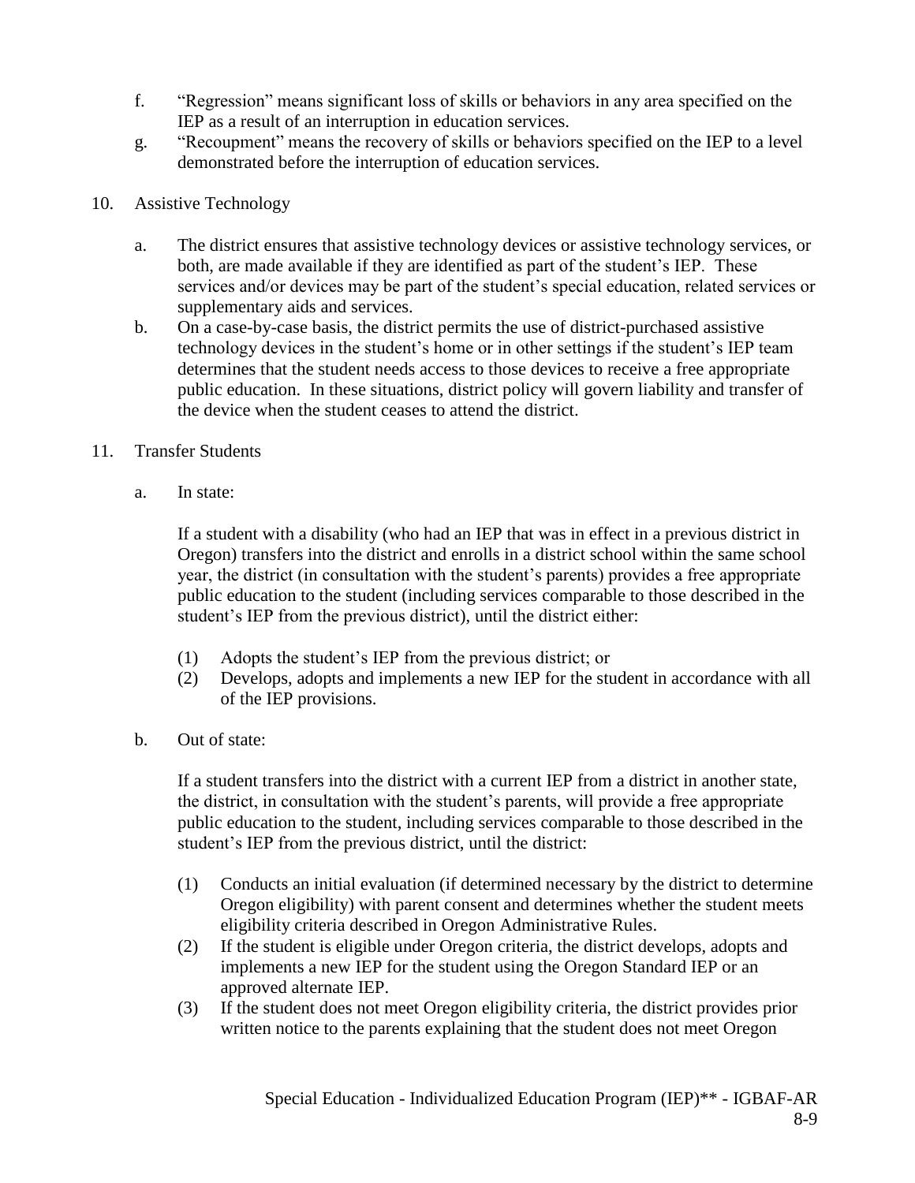f. "Regression" means significant loss of skills or behaviors in any area specified on the IEP as a result of an interruption in education services.

g. "Recoupment" means the recovery of skills or behaviors specified on the IEP to a level demonstrated before the interruption of education services.

10. Assistive Technology

    a. The district ensures that assistive technology devices or assistive technology services, or both, are made available if they are identified as part of the student's IEP. These services and/or devices may be part of the student's special education, related services or supplementary aids and services.

    b. On a case-by-case basis, the district permits the use of district-purchased assistive technology devices in the student's home or in other settings if the student's IEP team determines that the student needs access to those devices to receive a free appropriate public education. In these situations, district policy will govern liability and transfer of the device when the student ceases to attend the district.

11. Transfer Students

    a. In state:

       If a student with a disability (who had an IEP that was in effect in a previous district in Oregon) transfers into the district and enrolls in a district school within the same school year, the district (in consultation with the student's parents) provides a free appropriate public education to the student (including services comparable to those described in the student's IEP from the previous district), until the district either:

       (1) Adopts the student's IEP from the previous district; or

       (2) Develops, adopts and implements a new IEP for the student in accordance with all of the IEP provisions.

    b. Out of state:

       If a student transfers into the district with a current IEP from a district in another state, the district, in consultation with the student's parents, will provide a free appropriate public education to the student, including services comparable to those described in the student's IEP from the previous district, until the district:

       (1) Conducts an initial evaluation (if determined necessary by the district to determine Oregon eligibility) with parent consent and determines whether the student meets eligibility criteria described in Oregon Administrative Rules.

       (2) If the student is eligible under Oregon criteria, the district develops, adopts and implements a new IEP for the student using the Oregon Standard IEP or an approved alternate IEP.

       (3) If the student does not meet Oregon eligibility criteria, the district provides prior written notice to the parents explaining that the student does not meet Oregon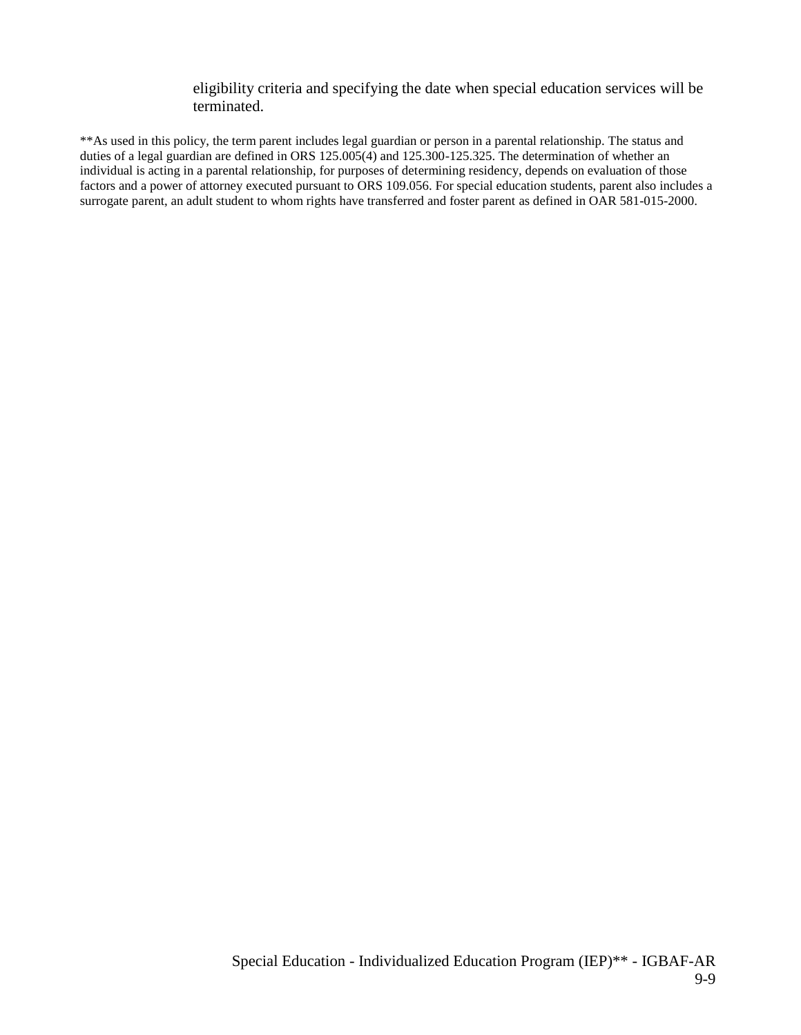eligibility criteria and specifying the date when special education services will be terminated.

**As used in this policy, the term parent includes legal guardian or person in a parental relationship. The status and duties of a legal guardian are defined in ORS 125.005(4) and 125.300-125.325. The determination of whether an individual is acting in a parental relationship, for purposes of determining residency, depends on evaluation of those factors and a power of attorney executed pursuant to ORS 109.056. For special education students, parent also includes a surrogate parent, an adult student to whom rights have transferred and foster parent as defined in OAR 581-015-2000.